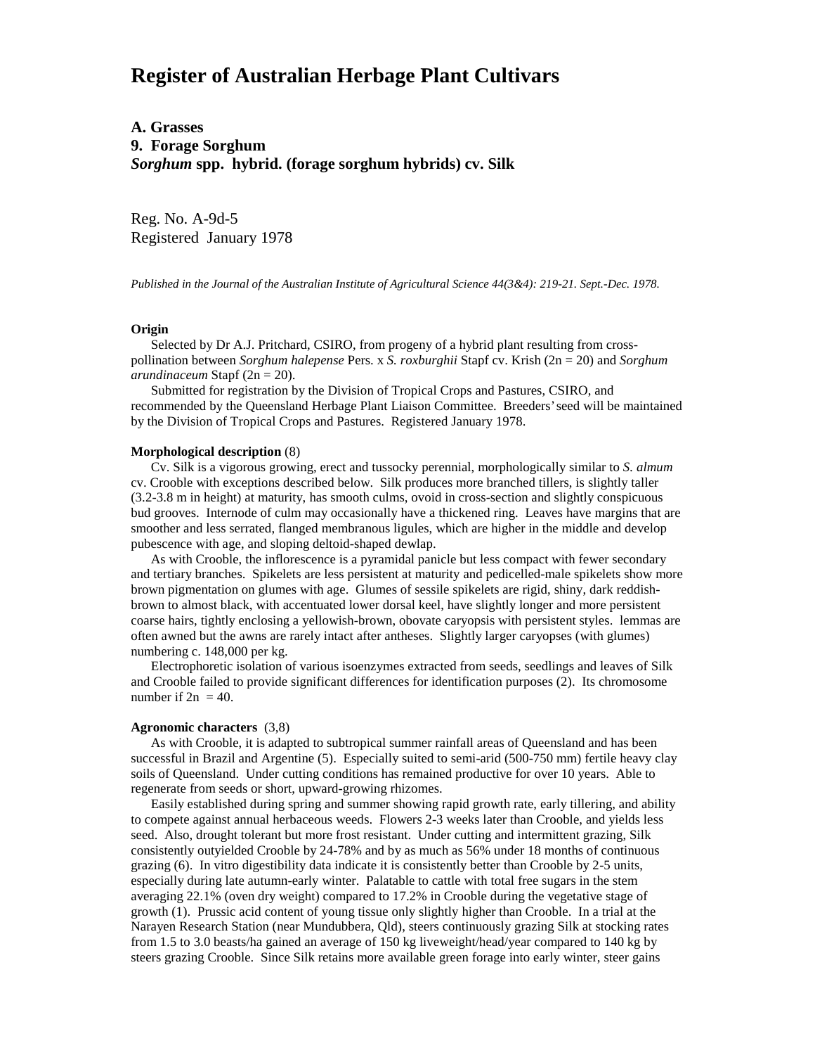# Register of Australian Herbage Plant Cultivars

**A. Grasses**
**9. Forage Sorghum**
***Sorghum* spp. hybrid. (forage sorghum hybrids) cv. Silk**

Reg. No. A-9d-5
Registered January 1978

*Published in the Journal of the Australian Institute of Agricultural Science 44(3&4): 219-21. Sept.-Dec. 1978.*

**Origin**

Selected by Dr A.J. Pritchard, CSIRO, from progeny of a hybrid plant resulting from cross-pollination between *Sorghum halepense* Pers. x *S. roxburghii* Stapf cv. Krish (2n = 20) and *Sorghum arundinaceum* Stapf (2n = 20).

Submitted for registration by the Division of Tropical Crops and Pastures, CSIRO, and recommended by the Queensland Herbage Plant Liaison Committee. Breeders' seed will be maintained by the Division of Tropical Crops and Pastures. Registered January 1978.

**Morphological description** (8)

Cv. Silk is a vigorous growing, erect and tussocky perennial, morphologically similar to *S. almum* cv. Crooble with exceptions described below. Silk produces more branched tillers, is slightly taller (3.2-3.8 m in height) at maturity, has smooth culms, ovoid in cross-section and slightly conspicuous bud grooves. Internode of culm may occasionally have a thickened ring. Leaves have margins that are smoother and less serrated, flanged membranous ligules, which are higher in the middle and develop pubescence with age, and sloping deltoid-shaped dewlap.

As with Crooble, the inflorescence is a pyramidal panicle but less compact with fewer secondary and tertiary branches. Spikelets are less persistent at maturity and pedicelled-male spikelets show more brown pigmentation on glumes with age. Glumes of sessile spikelets are rigid, shiny, dark reddish-brown to almost black, with accentuated lower dorsal keel, have slightly longer and more persistent coarse hairs, tightly enclosing a yellowish-brown, obovate caryopsis with persistent styles. lemmas are often awned but the awns are rarely intact after antheses. Slightly larger caryopses (with glumes) numbering c. 148,000 per kg.

Electrophoretic isolation of various isoenzymes extracted from seeds, seedlings and leaves of Silk and Crooble failed to provide significant differences for identification purposes (2). Its chromosome number if 2n = 40.

**Agronomic characters** (3,8)

As with Crooble, it is adapted to subtropical summer rainfall areas of Queensland and has been successful in Brazil and Argentine (5). Especially suited to semi-arid (500-750 mm) fertile heavy clay soils of Queensland. Under cutting conditions has remained productive for over 10 years. Able to regenerate from seeds or short, upward-growing rhizomes.

Easily established during spring and summer showing rapid growth rate, early tillering, and ability to compete against annual herbaceous weeds. Flowers 2-3 weeks later than Crooble, and yields less seed. Also, drought tolerant but more frost resistant. Under cutting and intermittent grazing, Silk consistently outyielded Crooble by 24-78% and by as much as 56% under 18 months of continuous grazing (6). In vitro digestibility data indicate it is consistently better than Crooble by 2-5 units, especially during late autumn-early winter. Palatable to cattle with total free sugars in the stem averaging 22.1% (oven dry weight) compared to 17.2% in Crooble during the vegetative stage of growth (1). Prussic acid content of young tissue only slightly higher than Crooble. In a trial at the Narayen Research Station (near Mundubbera, Qld), steers continuously grazing Silk at stocking rates from 1.5 to 3.0 beasts/ha gained an average of 150 kg liveweight/head/year compared to 140 kg by steers grazing Crooble. Since Silk retains more available green forage into early winter, steer gains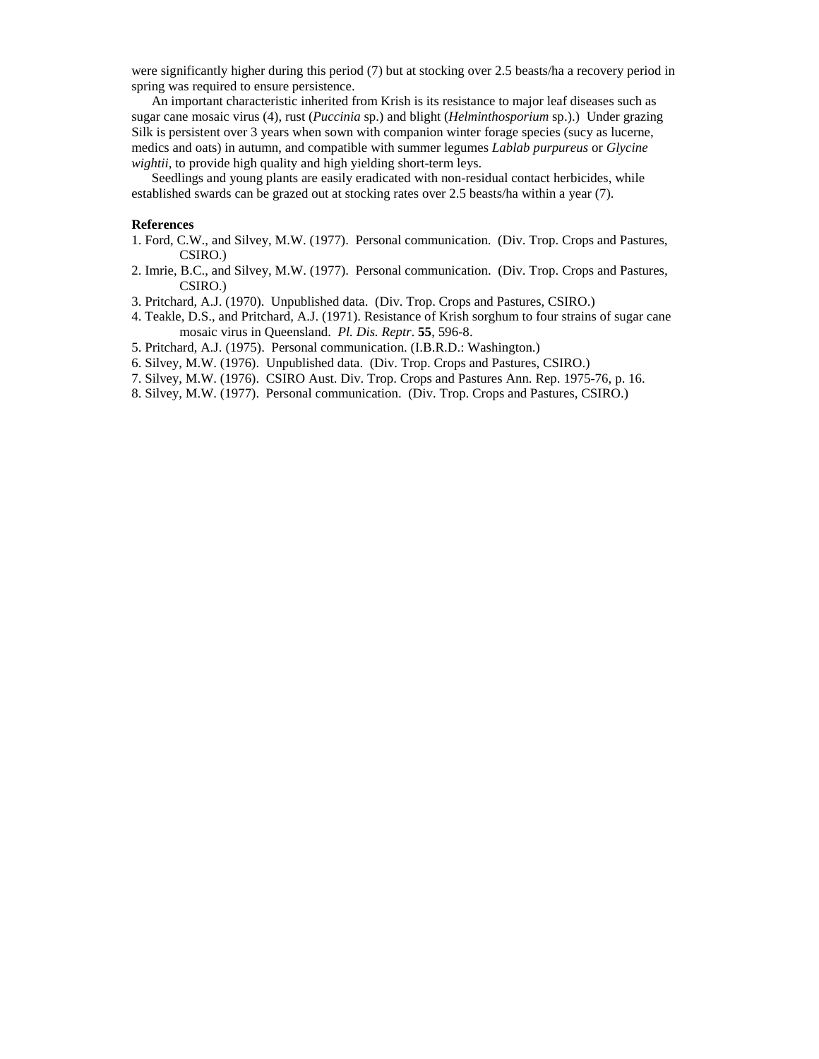were significantly higher during this period (7) but at stocking over 2.5 beasts/ha a recovery period in spring was required to ensure persistence.

An important characteristic inherited from Krish is its resistance to major leaf diseases such as sugar cane mosaic virus (4), rust (*Puccinia* sp.) and blight (*Helminthosporium* sp.).) Under grazing Silk is persistent over 3 years when sown with companion winter forage species (sucy as lucerne, medics and oats) in autumn, and compatible with summer legumes *Lablab purpureus* or *Glycine wightii*, to provide high quality and high yielding short-term leys.

Seedlings and young plants are easily eradicated with non-residual contact herbicides, while established swards can be grazed out at stocking rates over 2.5 beasts/ha within a year (7).

**References**

1. Ford, C.W., and Silvey, M.W. (1977). Personal communication. (Div. Trop. Crops and Pastures, CSIRO.)
2. Imrie, B.C., and Silvey, M.W. (1977). Personal communication. (Div. Trop. Crops and Pastures, CSIRO.)
3. Pritchard, A.J. (1970). Unpublished data. (Div. Trop. Crops and Pastures, CSIRO.)
4. Teakle, D.S., and Pritchard, A.J. (1971). Resistance of Krish sorghum to four strains of sugar cane mosaic virus in Queensland. *Pl. Dis. Reptr*. **55**, 596-8.
5. Pritchard, A.J. (1975). Personal communication. (I.B.R.D.: Washington.)
6. Silvey, M.W. (1976). Unpublished data. (Div. Trop. Crops and Pastures, CSIRO.)
7. Silvey, M.W. (1976). CSIRO Aust. Div. Trop. Crops and Pastures Ann. Rep. 1975-76, p. 16.
8. Silvey, M.W. (1977). Personal communication. (Div. Trop. Crops and Pastures, CSIRO.)